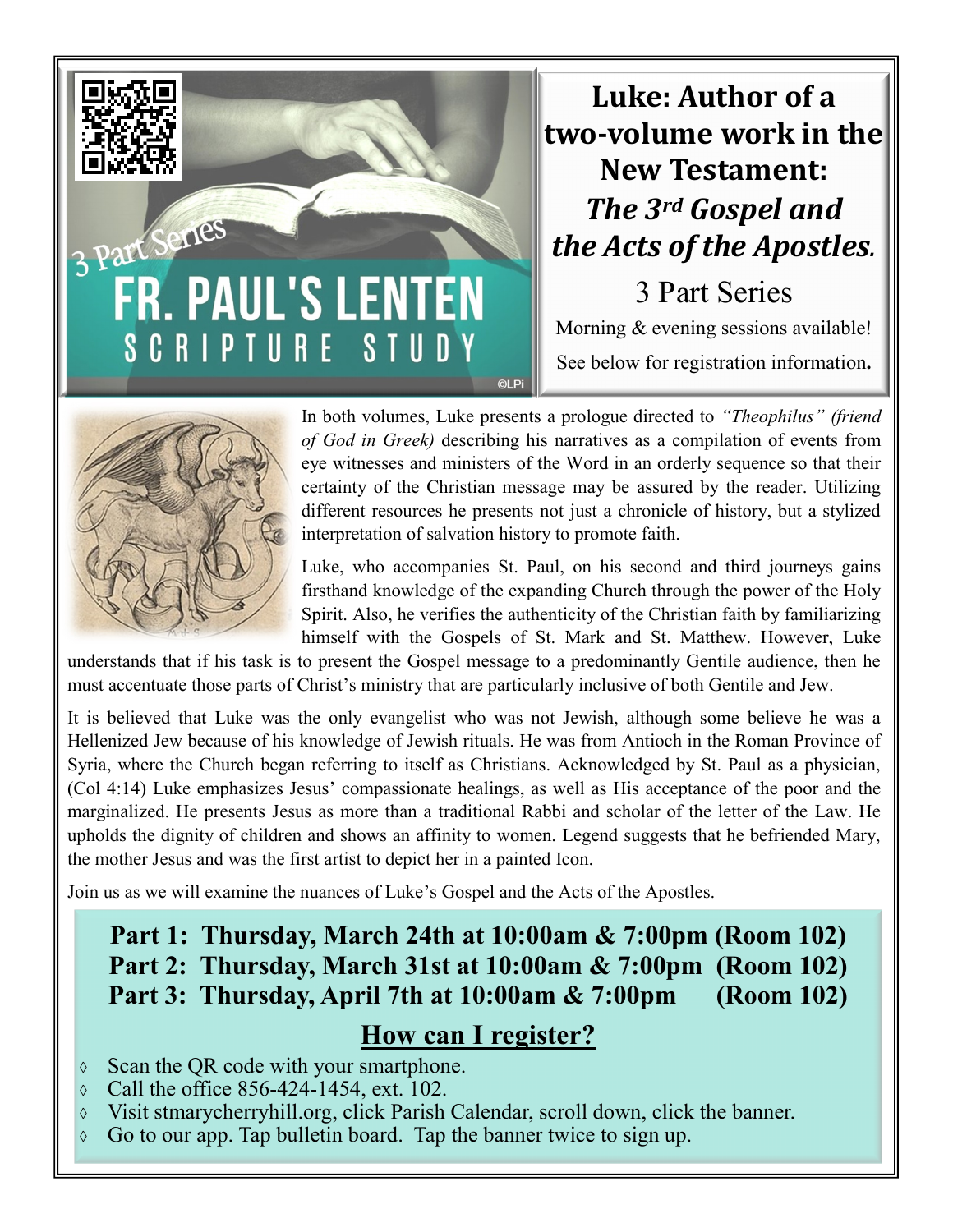3 Part Series

# FR. PAUL'S LENTEN SCRIPTURE STUDY

# Luke: Author of a two-volume work in the New Testament: *The 3rd Gospel and the Acts of the Apostles.*

## 3 Part Series

Morning & evening sessions available!

See below for registration information.

In both volumes, Luke presents a prologue directed to *"Theophilus" (friend of God in Greek)* describing his narratives as a compilation of events from eye witnesses and ministers of the Word in an orderly sequence so that their certainty of the Christian message may be assured by the reader. Utilizing different resources he presents not just a chronicle of history, but a stylized interpretation of salvation history to promote faith.

Luke, who accompanies St. Paul, on his second and third journeys gains firsthand knowledge of the expanding Church through the power of the Holy Spirit. Also, he verifies the authenticity of the Christian faith by familiarizing himself with the Gospels of St. Mark and St. Matthew. However, Luke understands that if his task is to present the Gospel message to a predominantly Gentile audience, then he must accentuate those parts of Christ's ministry that are particularly inclusive of both Gentile and Jew.

It is believed that Luke was the only evangelist who was not Jewish, although some believe he was a Hellenized Jew because of his knowledge of Jewish rituals. He was from Antioch in the Roman Province of Syria, where the Church began referring to itself as Christians. Acknowledged by St. Paul as a physician, (Col 4:14) Luke emphasizes Jesus' compassionate healings, as well as His acceptance of the poor and the marginalized. He presents Jesus as more than a traditional Rabbi and scholar of the letter of the Law. He upholds the dignity of children and shows an affinity to women. Legend suggests that he befriended Mary, the mother Jesus and was the first artist to depict her in a painted Icon.

Join us as we will examine the nuances of Luke's Gospel and the Acts of the Apostles.

**Part 1: Thursday, March 24th at 10:00am & 7:00pm (Room 102)**
**Part 2: Thursday, March 31st at 10:00am & 7:00pm (Room 102)**
**Part 3: Thursday, April 7th at 10:00am & 7:00pm (Room 102)**

## How can I register?

- Scan the QR code with your smartphone.
- Call the office 856-424-1454, ext. 102.
- Visit stmarycherryhill.org, click Parish Calendar, scroll down, click the banner.
- Go to our app. Tap bulletin board. Tap the banner twice to sign up.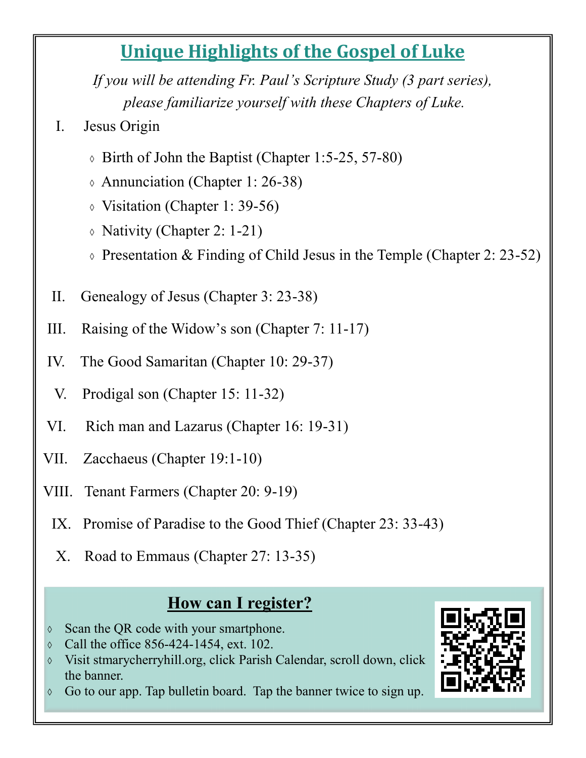## Unique Highlights of the Gospel of Luke

*If you will be attending Fr. Paul's Scripture Study (3 part series), please familiarize yourself with these Chapters of Luke.*

I. Jesus Origin

- Birth of John the Baptist (Chapter 1:5-25, 57-80)
- Annunciation (Chapter 1: 26-38)
- Visitation (Chapter 1: 39-56)
- Nativity (Chapter 2: 1-21)
- Presentation & Finding of Child Jesus in the Temple (Chapter 2: 23-52)

II. Genealogy of Jesus (Chapter 3: 23-38)

III. Raising of the Widow's son (Chapter 7: 11-17)

IV. The Good Samaritan (Chapter 10: 29-37)

V. Prodigal son (Chapter 15: 11-32)

VI. Rich man and Lazarus (Chapter 16: 19-31)

VII. Zacchaeus (Chapter 19:1-10)

VIII. Tenant Farmers (Chapter 20: 9-19)

IX. Promise of Paradise to the Good Thief (Chapter 23: 33-43)

X. Road to Emmaus (Chapter 27: 13-35)

### How can I register?

- Scan the QR code with your smartphone.
- Call the office 856-424-1454, ext. 102.
- Visit stmarycherryhill.org, click Parish Calendar, scroll down, click the banner.
- Go to our app. Tap bulletin board. Tap the banner twice to sign up.